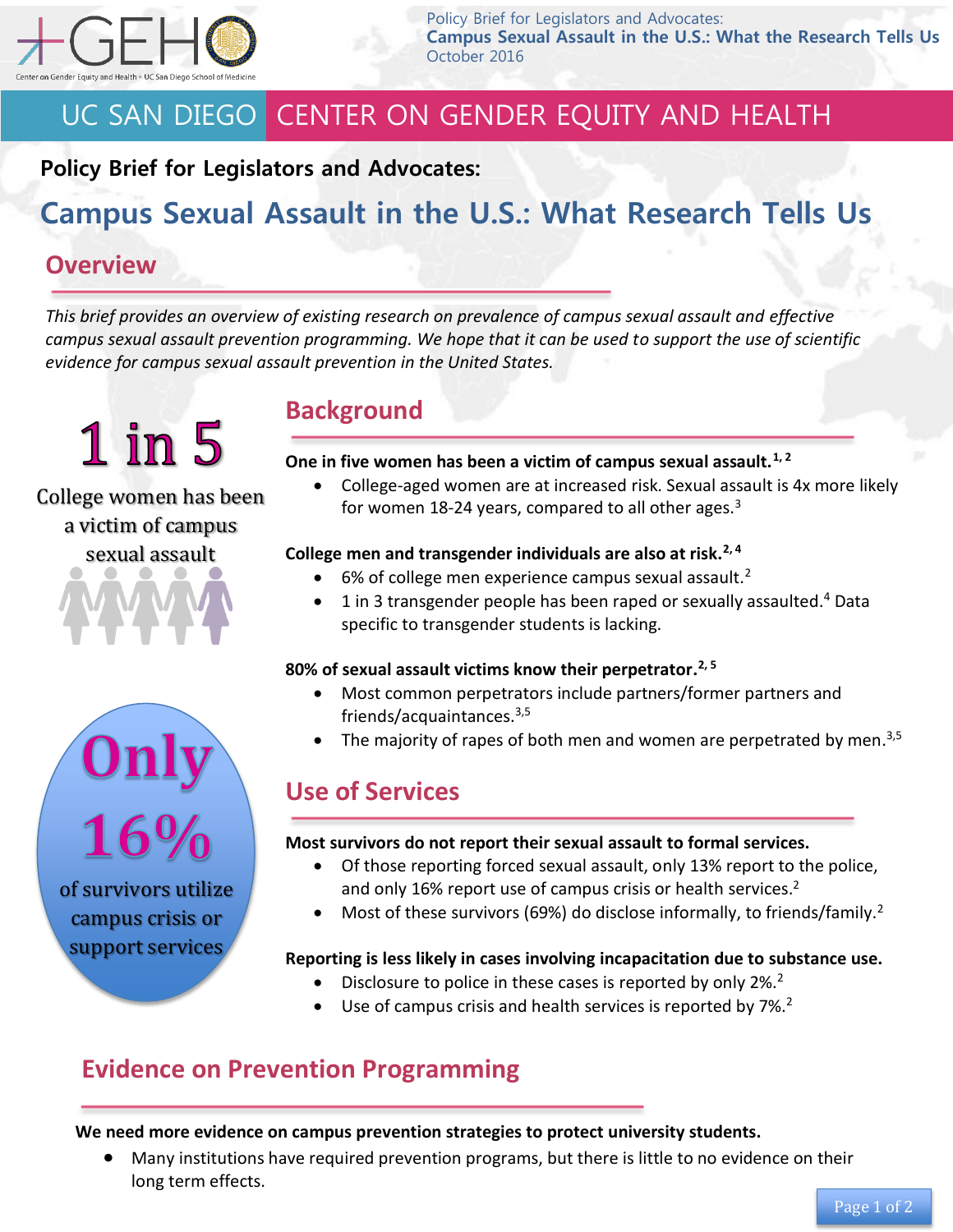# UC SAN DIEGO CENTER ON GENDER EQUITY AND HEALTH

**Policy Brief for Legislators and Advocates:**

# Campus Sexual Assault in the U.S.: What Research Tells Us

## Overview

*This brief provides an overview of existing research on prevalence of campus sexual assault and effective campus sexual assault prevention programming. We hope that it can be used to support the use of scientific evidence for campus sexual assault prevention in the United States.*

**1 in 5**

College women has been a victim of campus sexual assault

**Only 16%**

of survivors utilize campus crisis or support services

## Background

**One in five women has been a victim of campus sexual assault.[1, 2]**

- College-aged women are at increased risk. Sexual assault is 4x more likely for women 18-24 years, compared to all other ages.[3]

**College men and transgender individuals are also at risk.[2, 4]**

- 6% of college men experience campus sexual assault.[2]
- 1 in 3 transgender people has been raped or sexually assaulted.[4] Data specific to transgender students is lacking.

**80% of sexual assault victims know their perpetrator.[2, 5]**

- Most common perpetrators include partners/former partners and friends/acquaintances.[3,5]
- The majority of rapes of both men and women are perpetrated by men.[3,5]

## Use of Services

**Most survivors do not report their sexual assault to formal services.**

- Of those reporting forced sexual assault, only 13% report to the police, and only 16% report use of campus crisis or health services.[2]
- Most of these survivors (69%) do disclose informally, to friends/family.[2]

**Reporting is less likely in cases involving incapacitation due to substance use.**

- Disclosure to police in these cases is reported by only 2%.[2]
- Use of campus crisis and health services is reported by 7%.[2]

## Evidence on Prevention Programming

**We need more evidence on campus prevention strategies to protect university students.**

- Many institutions have required prevention programs, but there is little to no evidence on their long term effects.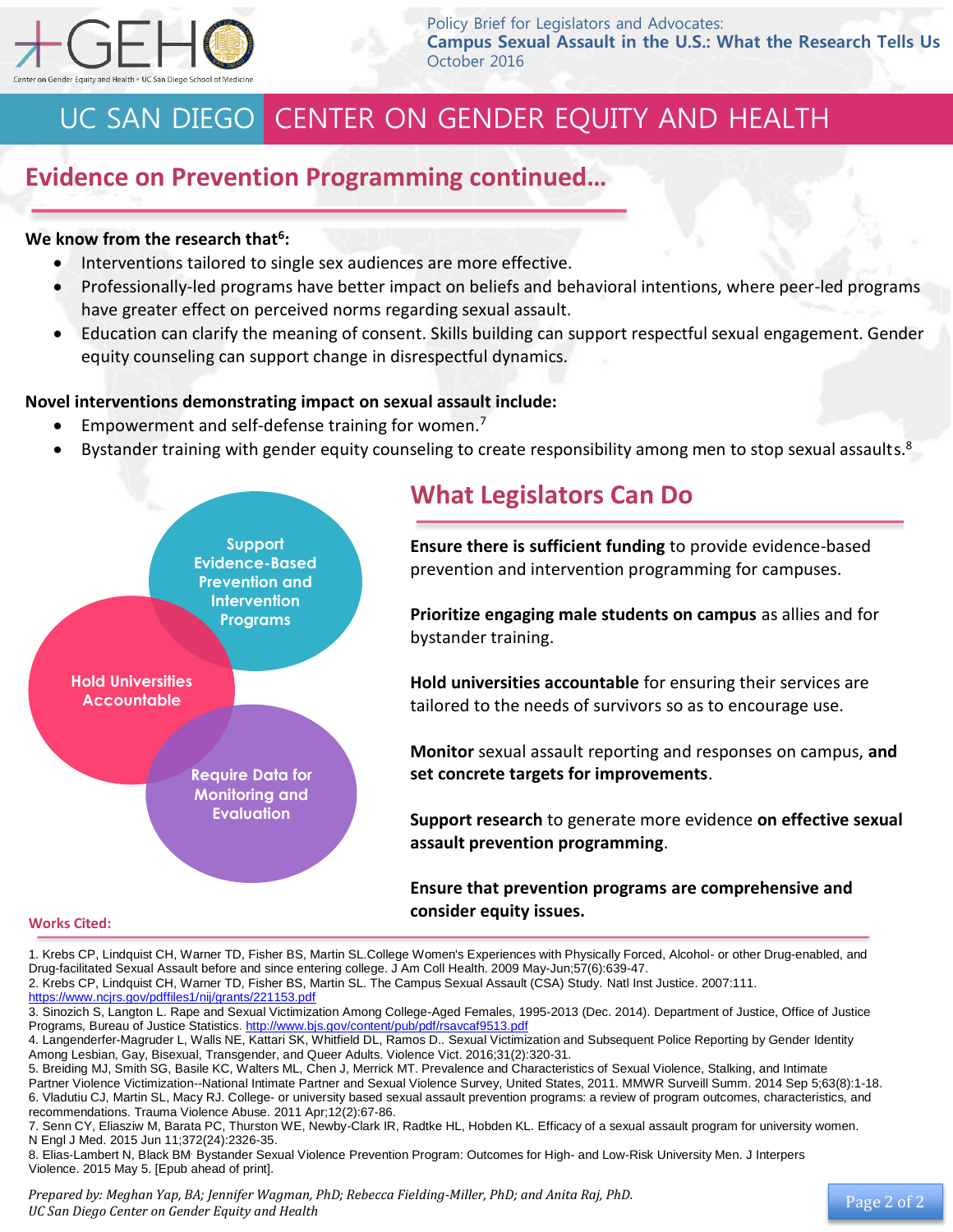## Evidence on Prevention Programming continued…

**We know from the research that[6]:**

- Interventions tailored to single sex audiences are more effective.
- Professionally-led programs have better impact on beliefs and behavioral intentions, where peer-led programs have greater effect on perceived norms regarding sexual assault.
- Education can clarify the meaning of consent. Skills building can support respectful sexual engagement. Gender equity counseling can support change in disrespectful dynamics.

**Novel interventions demonstrating impact on sexual assault include:**

- Empowerment and self-defense training for women.[7]
- Bystander training with gender equity counseling to create responsibility among men to stop sexual assaults.[8]

Support Evidence-Based Prevention and Intervention Programs

Hold Universities Accountable

Require Data for Monitoring and Evaluation

## What Legislators Can Do

**Ensure there is sufficient funding** to provide evidence-based prevention and intervention programming for campuses.

**Prioritize engaging male students on campus** as allies and for bystander training.

**Hold universities accountable** for ensuring their services are tailored to the needs of survivors so as to encourage use.

**Monitor** sexual assault reporting and responses on campus, **and set concrete targets for improvements**.

**Support research** to generate more evidence **on effective sexual assault prevention programming**.

**Ensure that prevention programs are comprehensive and consider equity issues.**

### Works Cited:

1. Krebs CP, Lindquist CH, Warner TD, Fisher BS, Martin SL.College Women's Experiences with Physically Forced, Alcohol- or other Drug-enabled, and Drug-facilitated Sexual Assault before and since entering college. J Am Coll Health. 2009 May-Jun;57(6):639-47.
2. Krebs CP, Lindquist CH, Warner TD, Fisher BS, Martin SL. The Campus Sexual Assault (CSA) Study. Natl Inst Justice. 2007:111. https://www.ncjrs.gov/pdffiles1/nij/grants/221153.pdf
3. Sinozich S, Langton L. Rape and Sexual Victimization Among College-Aged Females, 1995-2013 (Dec. 2014). Department of Justice, Office of Justice Programs, Bureau of Justice Statistics. http://www.bjs.gov/content/pub/pdf/rsavcaf9513.pdf
4. Langenderfer-Magruder L, Walls NE, Kattari SK, Whitfield DL, Ramos D.. Sexual Victimization and Subsequent Police Reporting by Gender Identity Among Lesbian, Gay, Bisexual, Transgender, and Queer Adults. Violence Vict. 2016;31(2):320-31.
5. Breiding MJ, Smith SG, Basile KC, Walters ML, Chen J, Merrick MT. Prevalence and Characteristics of Sexual Violence, Stalking, and Intimate Partner Violence Victimization--National Intimate Partner and Sexual Violence Survey, United States, 2011. MMWR Surveill Summ. 2014 Sep 5;63(8):1-18.
6. Vladutiu CJ, Martin SL, Macy RJ. College- or university based sexual assault prevention programs: a review of program outcomes, characteristics, and recommendations. Trauma Violence Abuse. 2011 Apr;12(2):67-86.
7. Senn CY, Eliasziw M, Barata PC, Thurston WE, Newby-Clark IR, Radtke HL, Hobden KL. Efficacy of a sexual assault program for university women. N Engl J Med. 2015 Jun 11;372(24):2326-35.
8. Elias-Lambert N, Black BM. Bystander Sexual Violence Prevention Program: Outcomes for High- and Low-Risk University Men. J Interpers Violence. 2015 May 5. [Epub ahead of print].

*Prepared by: Meghan Yap, BA; Jennifer Wagman, PhD; Rebecca Fielding-Miller, PhD; and Anita Raj, PhD.*
*UC San Diego Center on Gender Equity and Health*